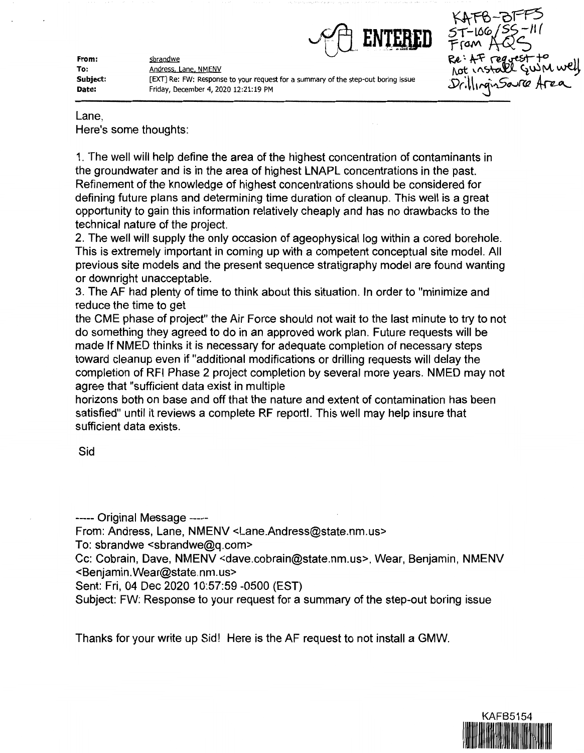ENTERED

KAFB-BFFS
ST-106/SS-111
From AQS
Re: AF request to not install GWM well
Drilling in Source Area

**From:** sbrandwe
**To:** Andress, Lane, NMENV
**Subject:** [EXT] Re: FW: Response to your request for a summary of the step-out boring issue
**Date:** Friday, December 4, 2020 12:21:19 PM

Lane,
Here's some thoughts:

1. The well will help define the area of the highest concentration of contaminants in the groundwater and is in the area of highest LNAPL concentrations in the past. Refinement of the knowledge of highest concentrations should be considered for defining future plans and determining time duration of cleanup. This well is a great opportunity to gain this information relatively cheaply and has no drawbacks to the technical nature of the project.
2. The well will supply the only occasion of ageophysical log within a cored borehole. This is extremely important in coming up with a competent conceptual site model. All previous site models and the present sequence stratigraphy model are found wanting or downright unacceptable.
3. The AF had plenty of time to think about this situation. In order to "minimize and reduce the time to get
the CME phase of project" the Air Force should not wait to the last minute to try to not do something they agreed to do in an approved work plan. Future requests will be made If NMED thinks it is necessary for adequate completion of necessary steps toward cleanup even if "additional modifications or drilling requests will delay the completion of RFI Phase 2 project completion by several more years. NMED may not agree that "sufficient data exist in multiple
horizons both on base and off that the nature and extent of contamination has been satisfied" until it reviews a complete RF reportl. This well may help insure that sufficient data exists.

Sid

----- Original Message -----
From: Andress, Lane, NMENV <Lane.Andress@state.nm.us>
To: sbrandwe <sbrandwe@q.com>
Cc: Cobrain, Dave, NMENV <dave.cobrain@state.nm.us>, Wear, Benjamin, NMENV <Benjamin.Wear@state.nm.us>
Sent: Fri, 04 Dec 2020 10:57:59 -0500 (EST)
Subject: FW: Response to your request for a summary of the step-out boring issue

Thanks for your write up Sid! Here is the AF request to not install a GMW.

KAFB5154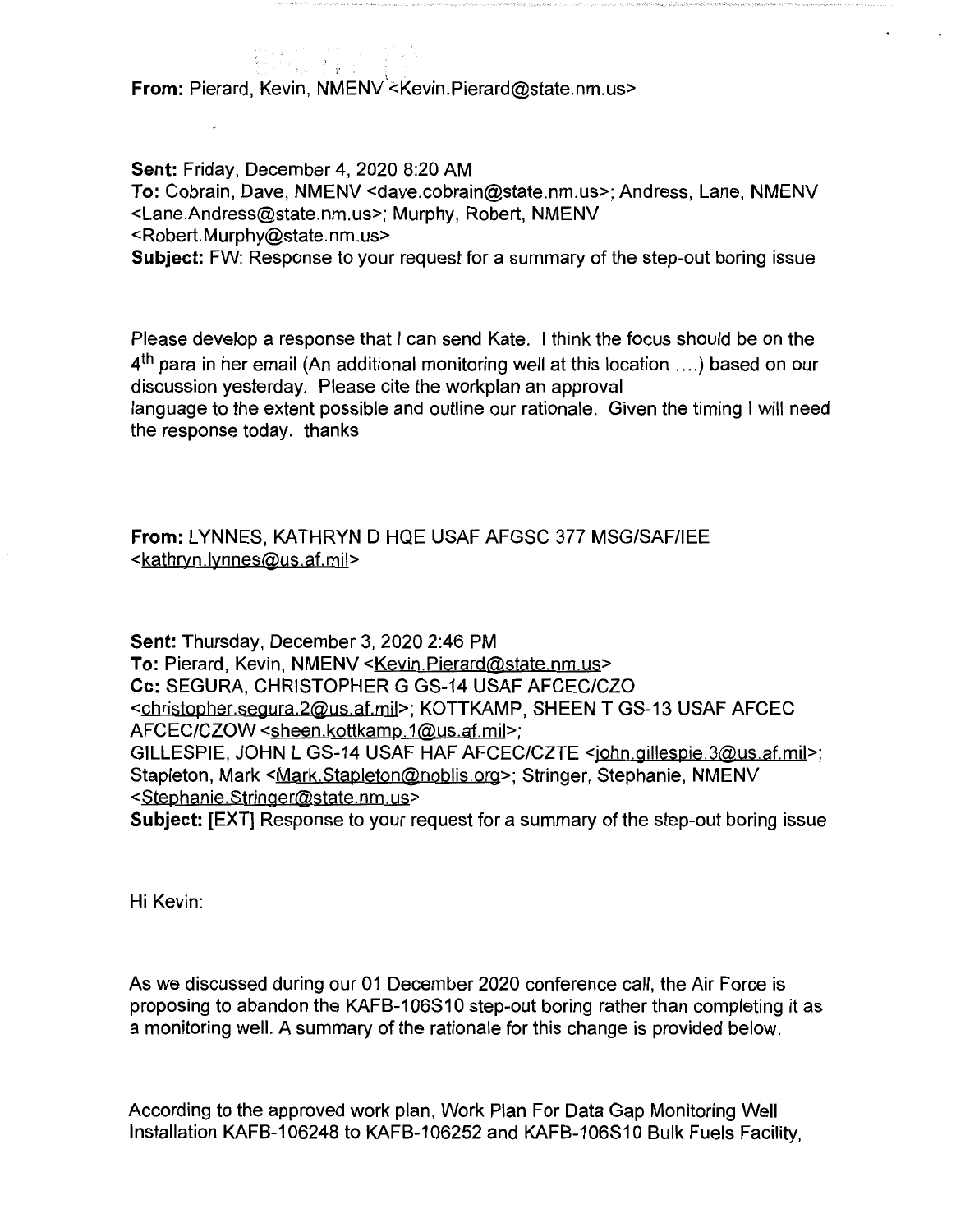**From:** Pierard, Kevin, NMENV <Kevin.Pierard@state.nm.us>

**Sent:** Friday, December 4, 2020 8:20 AM
**To:** Cobrain, Dave, NMENV <dave.cobrain@state.nm.us>; Andress, Lane, NMENV <Lane.Andress@state.nm.us>; Murphy, Robert, NMENV <Robert.Murphy@state.nm.us>
**Subject:** FW: Response to your request for a summary of the step-out boring issue

Please develop a response that I can send Kate. I think the focus should be on the 4th para in her email (An additional monitoring well at this location ....) based on our discussion yesterday. Please cite the workplan an approval language to the extent possible and outline our rationale. Given the timing I will need the response today. thanks

**From:** LYNNES, KATHRYN D HQE USAF AFGSC 377 MSG/SAF/IEE <kathryn.lynnes@us.af.mil>

**Sent:** Thursday, December 3, 2020 2:46 PM
**To:** Pierard, Kevin, NMENV <Kevin.Pierard@state.nm.us>
**Cc:** SEGURA, CHRISTOPHER G GS-14 USAF AFCEC/CZO <christopher.segura.2@us.af.mil>; KOTTKAMP, SHEEN T GS-13 USAF AFCEC AFCEC/CZOW <sheen.kottkamp.1@us.af.mil>; GILLESPIE, JOHN L GS-14 USAF HAF AFCEC/CZTE <john.gillespie.3@us.af.mil>; Stapleton, Mark <Mark.Stapleton@noblis.org>; Stringer, Stephanie, NMENV <Stephanie.Stringer@state.nm.us>
**Subject:** [EXT] Response to your request for a summary of the step-out boring issue

Hi Kevin:

As we discussed during our 01 December 2020 conference call, the Air Force is proposing to abandon the KAFB-106S10 step-out boring rather than completing it as a monitoring well. A summary of the rationale for this change is provided below.

According to the approved work plan, Work Plan For Data Gap Monitoring Well Installation KAFB-106248 to KAFB-106252 and KAFB-106S10 Bulk Fuels Facility,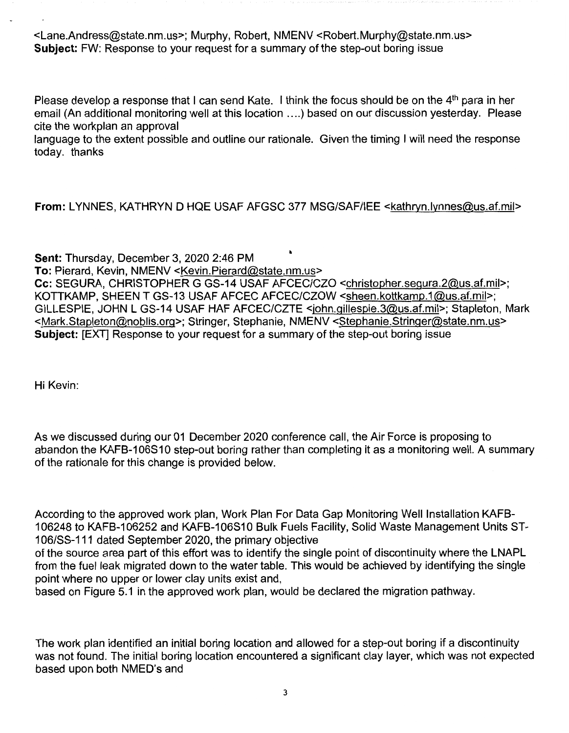<Lane.Andress@state.nm.us>; Murphy, Robert, NMENV <Robert.Murphy@state.nm.us>
**Subject:** FW: Response to your request for a summary of the step-out boring issue

Please develop a response that I can send Kate. I think the focus should be on the 4th para in her email (An additional monitoring well at this location ....) based on our discussion yesterday. Please cite the workplan an approval
language to the extent possible and outline our rationale. Given the timing I will need the response today. thanks

**From:** LYNNES, KATHRYN D HQE USAF AFGSC 377 MSG/SAF/IEE <kathryn.lynnes@us.af.mil>

**Sent:** Thursday, December 3, 2020 2:46 PM
**To:** Pierard, Kevin, NMENV <Kevin.Pierard@state.nm.us>
**Cc:** SEGURA, CHRISTOPHER G GS-14 USAF AFCEC/CZO <christopher.segura.2@us.af.mil>; KOTTKAMP, SHEEN T GS-13 USAF AFCEC AFCEC/CZOW <sheen.kottkamp.1@us.af.mil>; GILLESPIE, JOHN L GS-14 USAF HAF AFCEC/CZTE <john.gillespie.3@us.af.mil>; Stapleton, Mark <Mark.Stapleton@noblis.org>; Stringer, Stephanie, NMENV <Stephanie.Stringer@state.nm.us>
**Subject:** [EXT] Response to your request for a summary of the step-out boring issue

Hi Kevin:

As we discussed during our 01 December 2020 conference call, the Air Force is proposing to abandon the KAFB-106S10 step-out boring rather than completing it as a monitoring well. A summary of the rationale for this change is provided below.

According to the approved work plan, Work Plan For Data Gap Monitoring Well Installation KAFB-106248 to KAFB-106252 and KAFB-106S10 Bulk Fuels Facility, Solid Waste Management Units ST-106/SS-111 dated September 2020, the primary objective
of the source area part of this effort was to identify the single point of discontinuity where the LNAPL from the fuel leak migrated down to the water table. This would be achieved by identifying the single point where no upper or lower clay units exist and,
based on Figure 5.1 in the approved work plan, would be declared the migration pathway.

The work plan identified an initial boring location and allowed for a step-out boring if a discontinuity was not found. The initial boring location encountered a significant clay layer, which was not expected based upon both NMED's and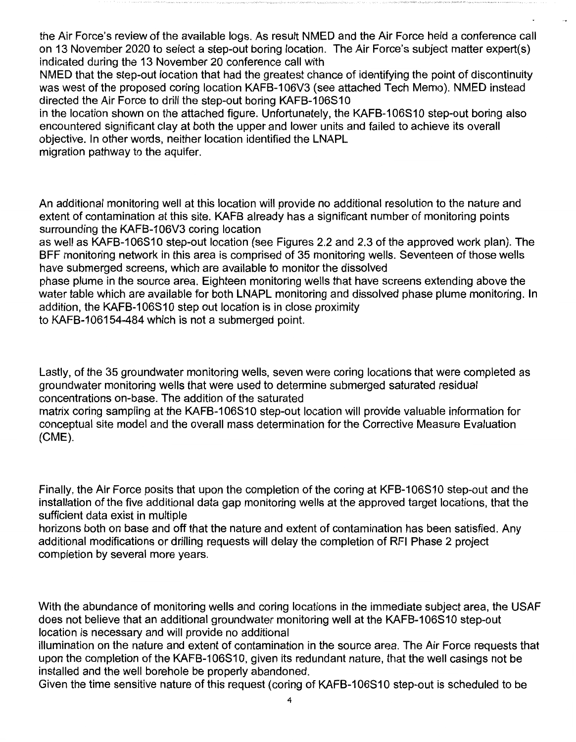the Air Force's review of the available logs. As result NMED and the Air Force held a conference call on 13 November 2020 to select a step-out boring location. The Air Force's subject matter expert(s) indicated during the 13 November 20 conference call with NMED that the step-out location that had the greatest chance of identifying the point of discontinuity was west of the proposed coring location KAFB-106V3 (see attached Tech Memo). NMED instead directed the Air Force to drill the step-out boring KAFB-106S10 in the location shown on the attached figure. Unfortunately, the KAFB-106S10 step-out boring also encountered significant clay at both the upper and lower units and failed to achieve its overall objective. In other words, neither location identified the LNAPL migration pathway to the aquifer.

An additional monitoring well at this location will provide no additional resolution to the nature and extent of contamination at this site. KAFB already has a significant number of monitoring points surrounding the KAFB-106V3 coring location as well as KAFB-106S10 step-out location (see Figures 2.2 and 2.3 of the approved work plan). The BFF monitoring network in this area is comprised of 35 monitoring wells. Seventeen of those wells have submerged screens, which are available to monitor the dissolved phase plume in the source area. Eighteen monitoring wells that have screens extending above the water table which are available for both LNAPL monitoring and dissolved phase plume monitoring. In addition, the KAFB-106S10 step out location is in close proximity to KAFB-106154-484 which is not a submerged point.

Lastly, of the 35 groundwater monitoring wells, seven were coring locations that were completed as groundwater monitoring wells that were used to determine submerged saturated residual concentrations on-base. The addition of the saturated matrix coring sampling at the KAFB-106S10 step-out location will provide valuable information for conceptual site model and the overall mass determination for the Corrective Measure Evaluation (CME).

Finally, the Air Force posits that upon the completion of the coring at KFB-106S10 step-out and the installation of the five additional data gap monitoring wells at the approved target locations, that the sufficient data exist in multiple horizons both on base and off that the nature and extent of contamination has been satisfied. Any additional modifications or drilling requests will delay the completion of RFI Phase 2 project completion by several more years.

With the abundance of monitoring wells and coring locations in the immediate subject area, the USAF does not believe that an additional groundwater monitoring well at the KAFB-106S10 step-out location is necessary and will provide no additional illumination on the nature and extent of contamination in the source area. The Air Force requests that upon the completion of the KAFB-106S10, given its redundant nature, that the well casings not be installed and the well borehole be properly abandoned.

Given the time sensitive nature of this request (coring of KAFB-106S10 step-out is scheduled to be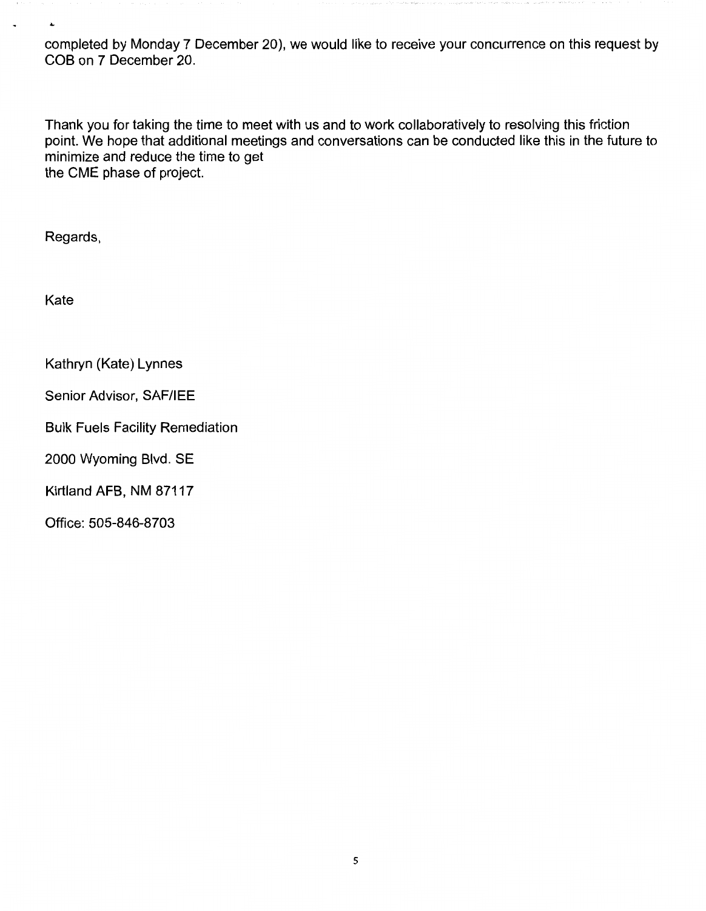completed by Monday 7 December 20), we would like to receive your concurrence on this request by COB on 7 December 20.

Thank you for taking the time to meet with us and to work collaboratively to resolving this friction point. We hope that additional meetings and conversations can be conducted like this in the future to minimize and reduce the time to get
the CME phase of project.

Regards,

Kate

Kathryn (Kate) Lynnes

Senior Advisor, SAF/IEE

Bulk Fuels Facility Remediation

2000 Wyoming Blvd. SE

Kirtland AFB, NM 87117

Office: 505-846-8703